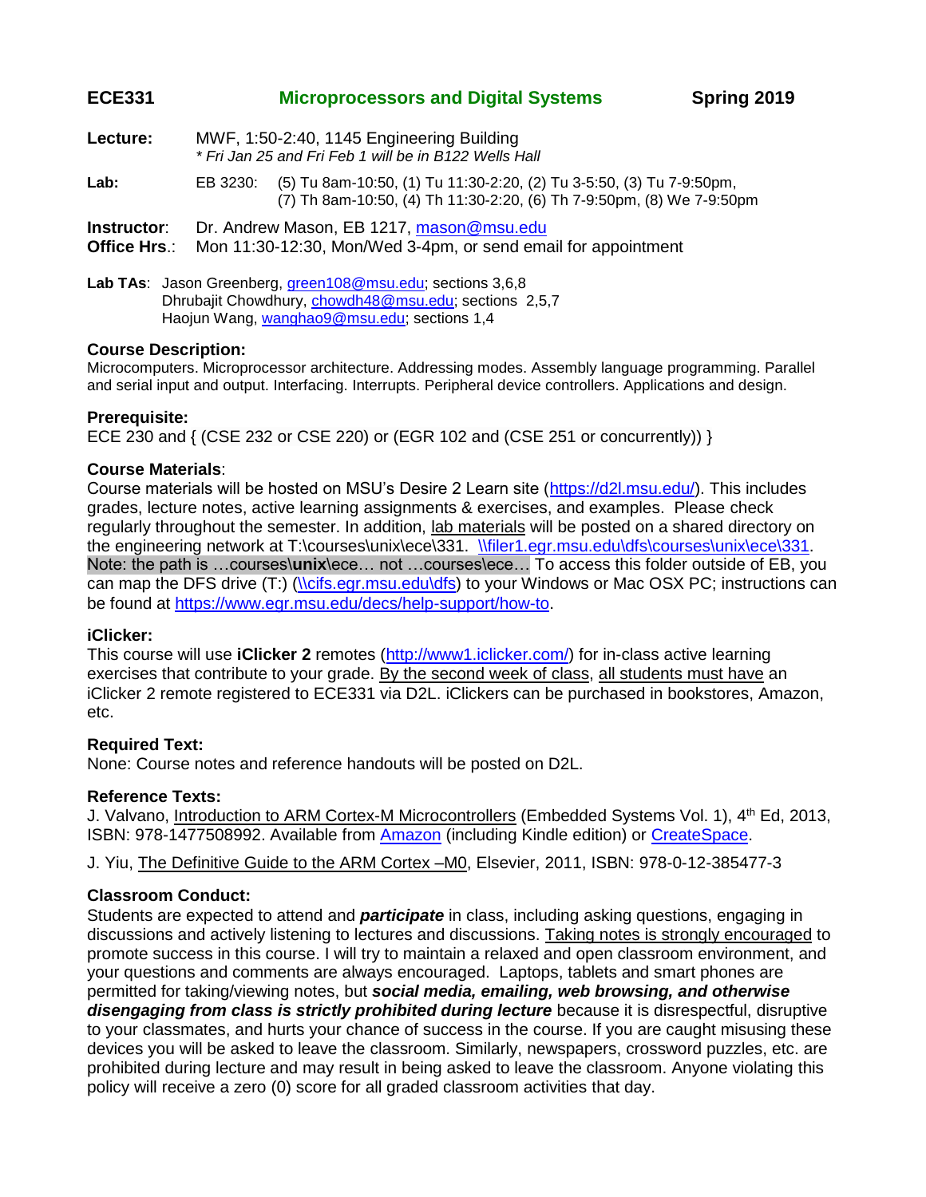# ECE331 Microprocessors and Digital Systems Spring 2019

**Lecture:** MWF, 1:50-2:40, 1145 Engineering Building
*\* Fri Jan 25 and Fri Feb 1 will be in B122 Wells Hall*

**Lab:** EB 3230: (5) Tu 8am-10:50, (1) Tu 11:30-2:20, (2) Tu 3-5:50, (3) Tu 7-9:50pm, (7) Th 8am-10:50, (4) Th 11:30-2:20, (6) Th 7-9:50pm, (8) We 7-9:50pm

**Instructor**: Dr. Andrew Mason, EB 1217, mason@msu.edu
**Office Hrs.**: Mon 11:30-12:30, Mon/Wed 3-4pm, or send email for appointment

**Lab TAs**: Jason Greenberg, green108@msu.edu; sections 3,6,8
Dhrubajit Chowdhury, chowdh48@msu.edu; sections 2,5,7
Haojun Wang, wanghao9@msu.edu; sections 1,4

### Course Description:

Microcomputers. Microprocessor architecture. Addressing modes. Assembly language programming. Parallel and serial input and output. Interfacing. Interrupts. Peripheral device controllers. Applications and design.

### Prerequisite:

ECE 230 and { (CSE 232 or CSE 220) or (EGR 102 and (CSE 251 or concurrently)) }

### Course Materials:

Course materials will be hosted on MSU's Desire 2 Learn site (https://d2l.msu.edu/). This includes grades, lecture notes, active learning assignments & exercises, and examples. Please check regularly throughout the semester. In addition, lab materials will be posted on a shared directory on the engineering network at T:\courses\unix\ece\331. \\filer1.egr.msu.edu\dfs\courses\unix\ece\331. Note: the path is …courses\**unix**\ece… not …courses\ece… To access this folder outside of EB, you can map the DFS drive (T:) (\\cifs.egr.msu.edu\dfs) to your Windows or Mac OSX PC; instructions can be found at https://www.egr.msu.edu/decs/help-support/how-to.

### iClicker:

This course will use **iClicker 2** remotes (http://www1.iclicker.com/) for in-class active learning exercises that contribute to your grade. By the second week of class, all students must have an iClicker 2 remote registered to ECE331 via D2L. iClickers can be purchased in bookstores, Amazon, etc.

### Required Text:

None: Course notes and reference handouts will be posted on D2L.

### Reference Texts:

J. Valvano, Introduction to ARM Cortex-M Microcontrollers (Embedded Systems Vol. 1), 4th Ed, 2013, ISBN: 978-1477508992. Available from Amazon (including Kindle edition) or CreateSpace.

J. Yiu, The Definitive Guide to the ARM Cortex –M0, Elsevier, 2011, ISBN: 978-0-12-385477-3

### Classroom Conduct:

Students are expected to attend and ***participate*** in class, including asking questions, engaging in discussions and actively listening to lectures and discussions. Taking notes is strongly encouraged to promote success in this course. I will try to maintain a relaxed and open classroom environment, and your questions and comments are always encouraged. Laptops, tablets and smart phones are permitted for taking/viewing notes, but ***social media, emailing, web browsing, and otherwise disengaging from class is strictly prohibited during lecture*** because it is disrespectful, disruptive to your classmates, and hurts your chance of success in the course. If you are caught misusing these devices you will be asked to leave the classroom. Similarly, newspapers, crossword puzzles, etc. are prohibited during lecture and may result in being asked to leave the classroom. Anyone violating this policy will receive a zero (0) score for all graded classroom activities that day.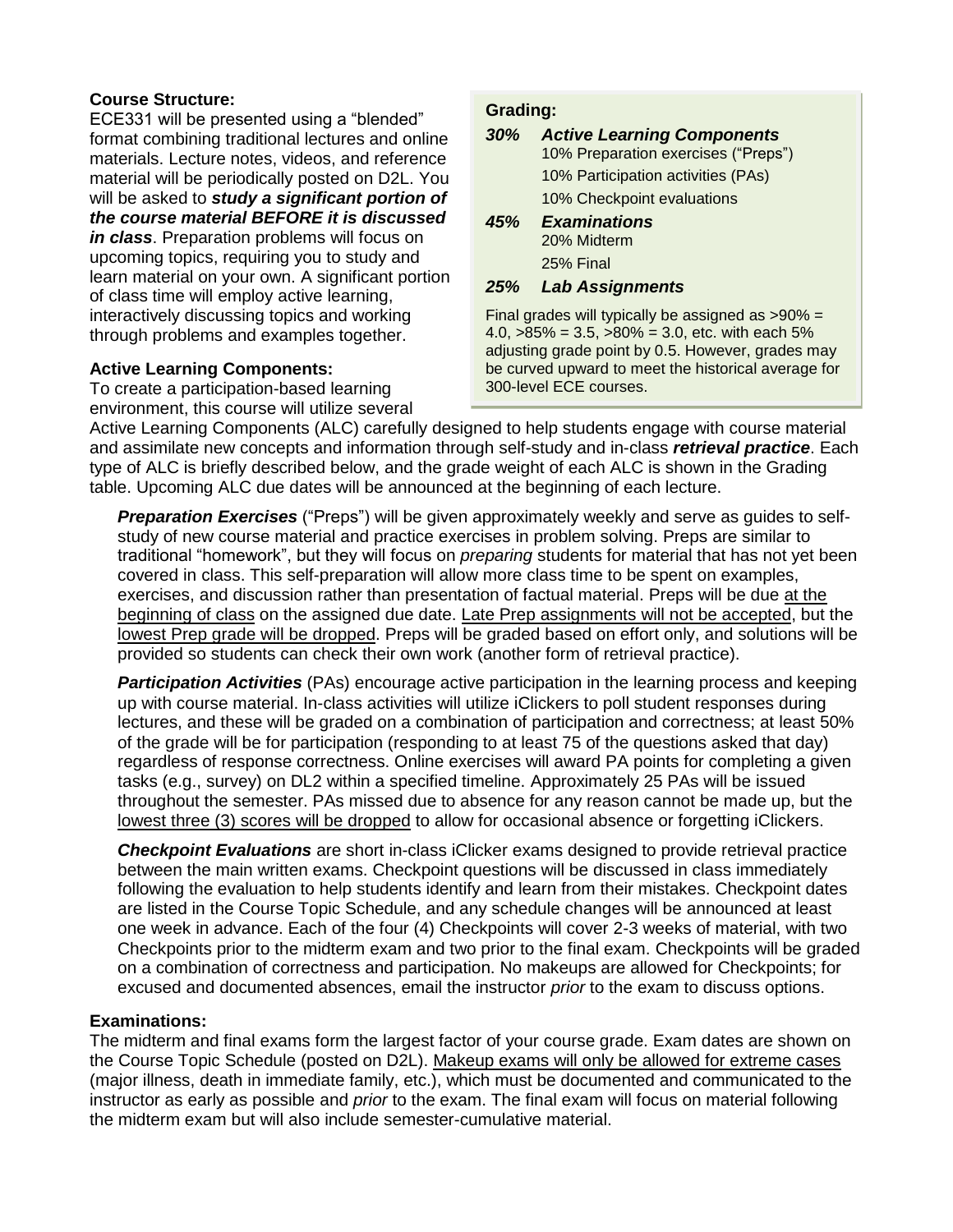**Course Structure:**
ECE331 will be presented using a "blended" format combining traditional lectures and online materials. Lecture notes, videos, and reference material will be periodically posted on D2L. You will be asked to ***study a significant portion of the course material BEFORE it is discussed in class***. Preparation problems will focus on upcoming topics, requiring you to study and learn material on your own. A significant portion of class time will employ active learning, interactively discussing topics and working through problems and examples together.

**Grading:**

| | |
|---|---|
| ***30%*** | ***Active Learning Components*** |
| | 10% Preparation exercises ("Preps") |
| | 10% Participation activities (PAs) |
| | 10% Checkpoint evaluations |
| ***45%*** | ***Examinations*** |
| | 20% Midterm |
| | 25% Final |
| ***25%*** | ***Lab Assignments*** |

Final grades will typically be assigned as >90% = 4.0, >85% = 3.5, >80% = 3.0, etc. with each 5% adjusting grade point by 0.5. However, grades may be curved upward to meet the historical average for 300-level ECE courses.

**Active Learning Components:**
To create a participation-based learning environment, this course will utilize several Active Learning Components (ALC) carefully designed to help students engage with course material and assimilate new concepts and information through self-study and in-class ***retrieval practice***. Each type of ALC is briefly described below, and the grade weight of each ALC is shown in the Grading table. Upcoming ALC due dates will be announced at the beginning of each lecture.

***Preparation Exercises*** ("Preps") will be given approximately weekly and serve as guides to self-study of new course material and practice exercises in problem solving. Preps are similar to traditional "homework", but they will focus on *preparing* students for material that has not yet been covered in class. This self-preparation will allow more class time to be spent on examples, exercises, and discussion rather than presentation of factual material. Preps will be due at the beginning of class on the assigned due date. Late Prep assignments will not be accepted, but the lowest Prep grade will be dropped. Preps will be graded based on effort only, and solutions will be provided so students can check their own work (another form of retrieval practice).

***Participation Activities*** (PAs) encourage active participation in the learning process and keeping up with course material. In-class activities will utilize iClickers to poll student responses during lectures, and these will be graded on a combination of participation and correctness; at least 50% of the grade will be for participation (responding to at least 75 of the questions asked that day) regardless of response correctness. Online exercises will award PA points for completing a given tasks (e.g., survey) on DL2 within a specified timeline. Approximately 25 PAs will be issued throughout the semester. PAs missed due to absence for any reason cannot be made up, but the lowest three (3) scores will be dropped to allow for occasional absence or forgetting iClickers.

***Checkpoint Evaluations*** are short in-class iClicker exams designed to provide retrieval practice between the main written exams. Checkpoint questions will be discussed in class immediately following the evaluation to help students identify and learn from their mistakes. Checkpoint dates are listed in the Course Topic Schedule, and any schedule changes will be announced at least one week in advance. Each of the four (4) Checkpoints will cover 2-3 weeks of material, with two Checkpoints prior to the midterm exam and two prior to the final exam. Checkpoints will be graded on a combination of correctness and participation. No makeups are allowed for Checkpoints; for excused and documented absences, email the instructor *prior* to the exam to discuss options.

**Examinations:**
The midterm and final exams form the largest factor of your course grade. Exam dates are shown on the Course Topic Schedule (posted on D2L). Makeup exams will only be allowed for extreme cases (major illness, death in immediate family, etc.), which must be documented and communicated to the instructor as early as possible and *prior* to the exam. The final exam will focus on material following the midterm exam but will also include semester-cumulative material.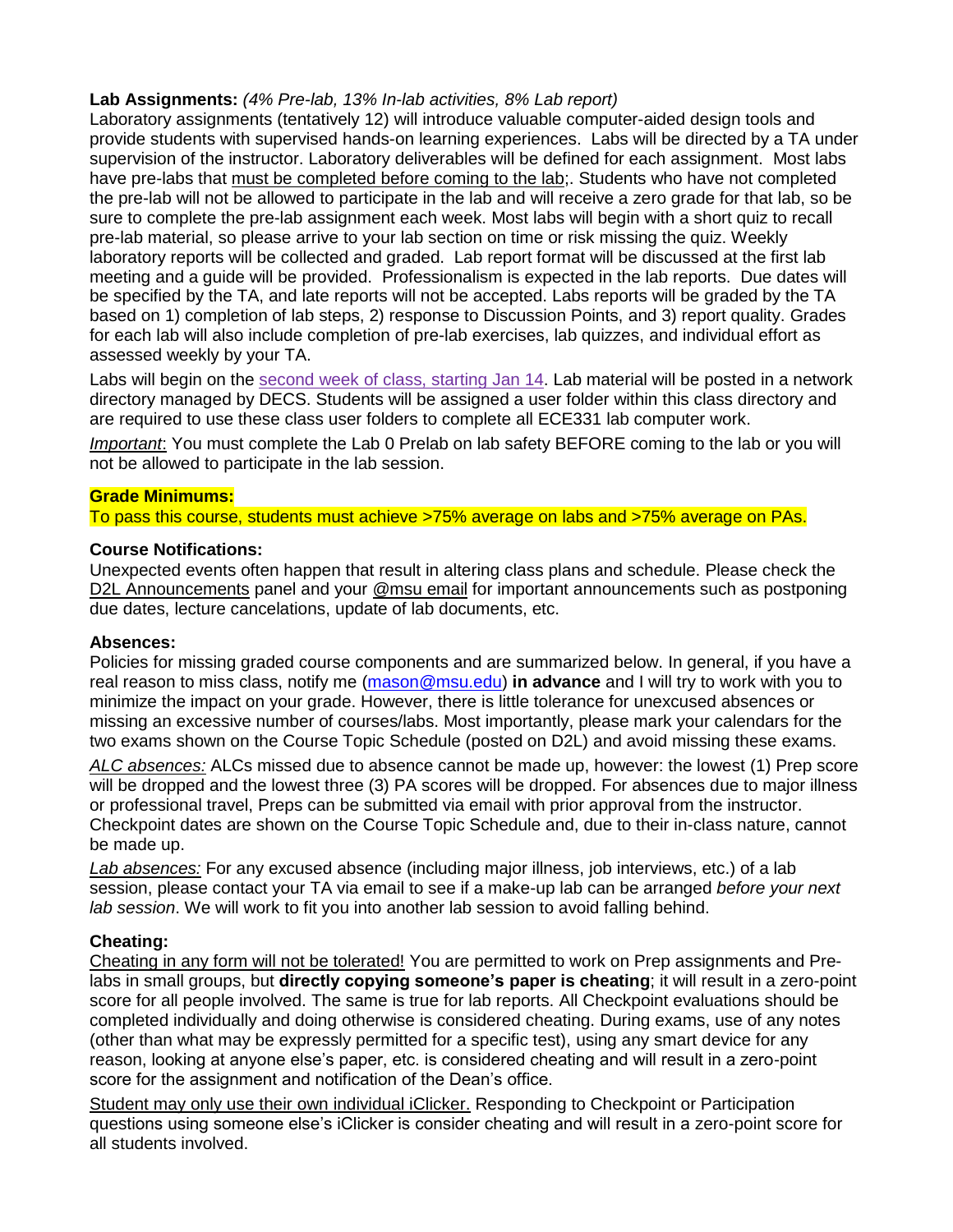**Lab Assignments:** *(4% Pre-lab, 13% In-lab activities, 8% Lab report)*

Laboratory assignments (tentatively 12) will introduce valuable computer-aided design tools and provide students with supervised hands-on learning experiences. Labs will be directed by a TA under supervision of the instructor. Laboratory deliverables will be defined for each assignment. Most labs have pre-labs that must be completed before coming to the lab;. Students who have not completed the pre-lab will not be allowed to participate in the lab and will receive a zero grade for that lab, so be sure to complete the pre-lab assignment each week. Most labs will begin with a short quiz to recall pre-lab material, so please arrive to your lab section on time or risk missing the quiz. Weekly laboratory reports will be collected and graded. Lab report format will be discussed at the first lab meeting and a guide will be provided. Professionalism is expected in the lab reports. Due dates will be specified by the TA, and late reports will not be accepted. Labs reports will be graded by the TA based on 1) completion of lab steps, 2) response to Discussion Points, and 3) report quality. Grades for each lab will also include completion of pre-lab exercises, lab quizzes, and individual effort as assessed weekly by your TA.

Labs will begin on the second week of class, starting Jan 14. Lab material will be posted in a network directory managed by DECS. Students will be assigned a user folder within this class directory and are required to use these class user folders to complete all ECE331 lab computer work.

*Important*: You must complete the Lab 0 Prelab on lab safety BEFORE coming to the lab or you will not be allowed to participate in the lab session.

**Grade Minimums:**

To pass this course, students must achieve >75% average on labs and >75% average on PAs.

**Course Notifications:**

Unexpected events often happen that result in altering class plans and schedule. Please check the D2L Announcements panel and your @msu email for important announcements such as postponing due dates, lecture cancelations, update of lab documents, etc.

**Absences:**

Policies for missing graded course components and are summarized below. In general, if you have a real reason to miss class, notify me (mason@msu.edu) **in advance** and I will try to work with you to minimize the impact on your grade. However, there is little tolerance for unexcused absences or missing an excessive number of courses/labs. Most importantly, please mark your calendars for the two exams shown on the Course Topic Schedule (posted on D2L) and avoid missing these exams.

*ALC absences:* ALCs missed due to absence cannot be made up, however: the lowest (1) Prep score will be dropped and the lowest three (3) PA scores will be dropped. For absences due to major illness or professional travel, Preps can be submitted via email with prior approval from the instructor. Checkpoint dates are shown on the Course Topic Schedule and, due to their in-class nature, cannot be made up.

*Lab absences:* For any excused absence (including major illness, job interviews, etc.) of a lab session, please contact your TA via email to see if a make-up lab can be arranged *before your next lab session*. We will work to fit you into another lab session to avoid falling behind.

**Cheating:**

Cheating in any form will not be tolerated! You are permitted to work on Prep assignments and Pre-labs in small groups, but **directly copying someone's paper is cheating**; it will result in a zero-point score for all people involved. The same is true for lab reports. All Checkpoint evaluations should be completed individually and doing otherwise is considered cheating. During exams, use of any notes (other than what may be expressly permitted for a specific test), using any smart device for any reason, looking at anyone else's paper, etc. is considered cheating and will result in a zero-point score for the assignment and notification of the Dean's office.

Student may only use their own individual iClicker. Responding to Checkpoint or Participation questions using someone else's iClicker is consider cheating and will result in a zero-point score for all students involved.